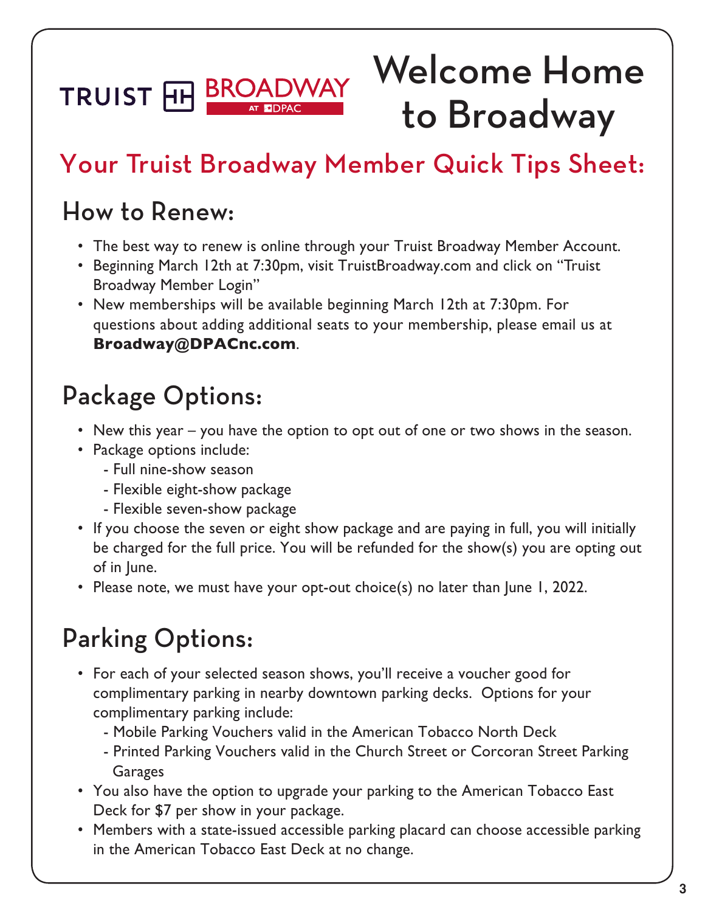TRUIST BROADWAY AT DPAC

# Welcome Home to Broadway

## Your Truist Broadway Member Quick Tips Sheet:

### How to Renew:

- The best way to renew is online through your Truist Broadway Member Account.
- Beginning March 12th at 7:30pm, visit TruistBroadway.com and click on "Truist Broadway Member Login"
- New memberships will be available beginning March 12th at 7:30pm. For questions about adding additional seats to your membership, please email us at **Broadway@DPACnc.com**.

### Package Options:

- New this year – you have the option to opt out of one or two shows in the season.
- Package options include:
  - Full nine-show season
  - Flexible eight-show package
  - Flexible seven-show package
- If you choose the seven or eight show package and are paying in full, you will initially be charged for the full price. You will be refunded for the show(s) you are opting out of in June.
- Please note, we must have your opt-out choice(s) no later than June 1, 2022.

### Parking Options:

- For each of your selected season shows, you'll receive a voucher good for complimentary parking in nearby downtown parking decks. Options for your complimentary parking include:
  - Mobile Parking Vouchers valid in the American Tobacco North Deck
  - Printed Parking Vouchers valid in the Church Street or Corcoran Street Parking Garages
- You also have the option to upgrade your parking to the American Tobacco East Deck for $7 per show in your package.
- Members with a state-issued accessible parking placard can choose accessible parking in the American Tobacco East Deck at no change.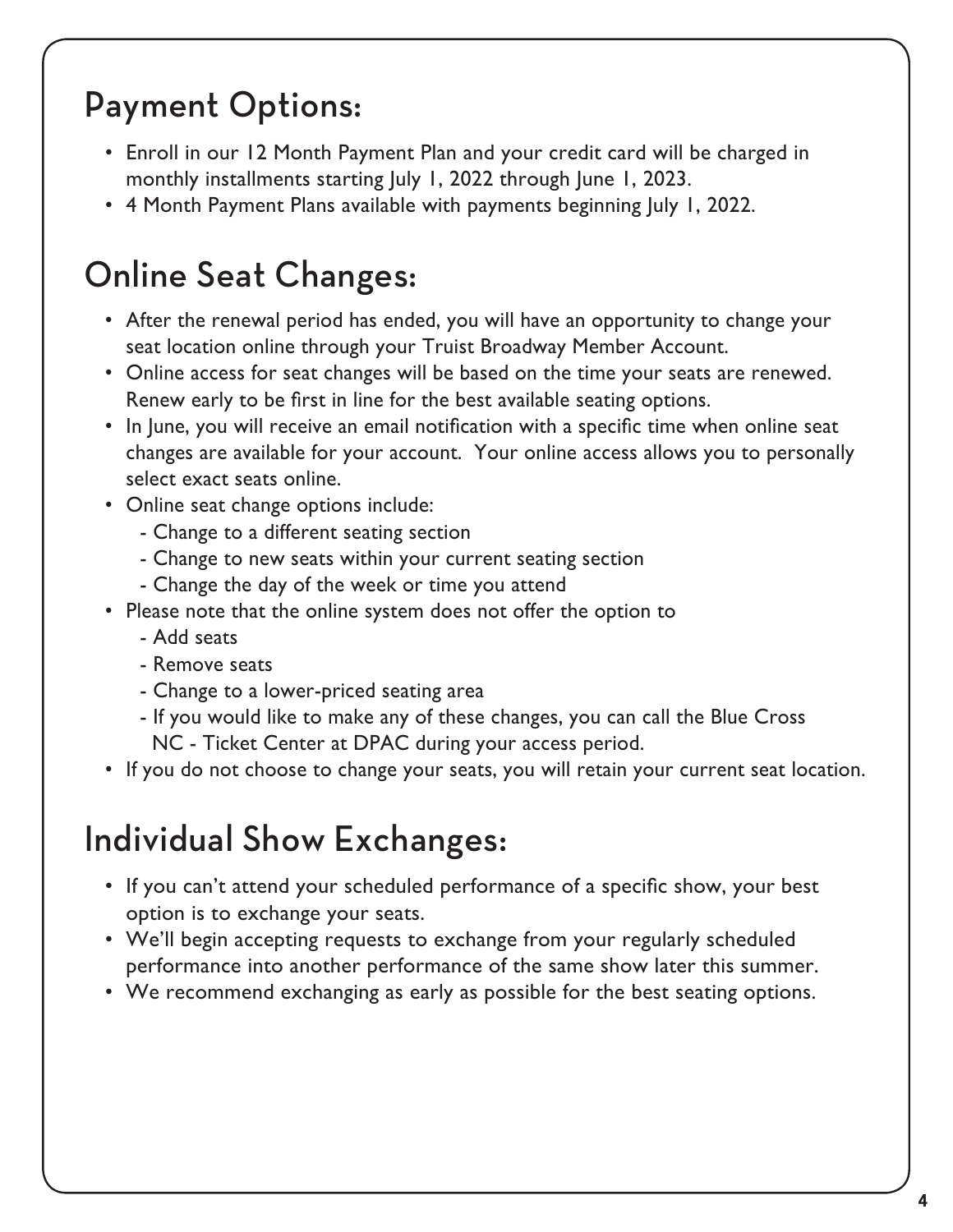## Payment Options:

- Enroll in our 12 Month Payment Plan and your credit card will be charged in monthly installments starting July 1, 2022 through June 1, 2023.
- 4 Month Payment Plans available with payments beginning July 1, 2022.

## Online Seat Changes:

- After the renewal period has ended, you will have an opportunity to change your seat location online through your Truist Broadway Member Account.
- Online access for seat changes will be based on the time your seats are renewed. Renew early to be first in line for the best available seating options.
- In June, you will receive an email notification with a specific time when online seat changes are available for your account. Your online access allows you to personally select exact seats online.
- Online seat change options include:
  - Change to a different seating section
  - Change to new seats within your current seating section
  - Change the day of the week or time you attend
- Please note that the online system does not offer the option to
  - Add seats
  - Remove seats
  - Change to a lower-priced seating area
  - If you would like to make any of these changes, you can call the Blue Cross NC - Ticket Center at DPAC during your access period.
- If you do not choose to change your seats, you will retain your current seat location.

## Individual Show Exchanges:

- If you can't attend your scheduled performance of a specific show, your best option is to exchange your seats.
- We'll begin accepting requests to exchange from your regularly scheduled performance into another performance of the same show later this summer.
- We recommend exchanging as early as possible for the best seating options.